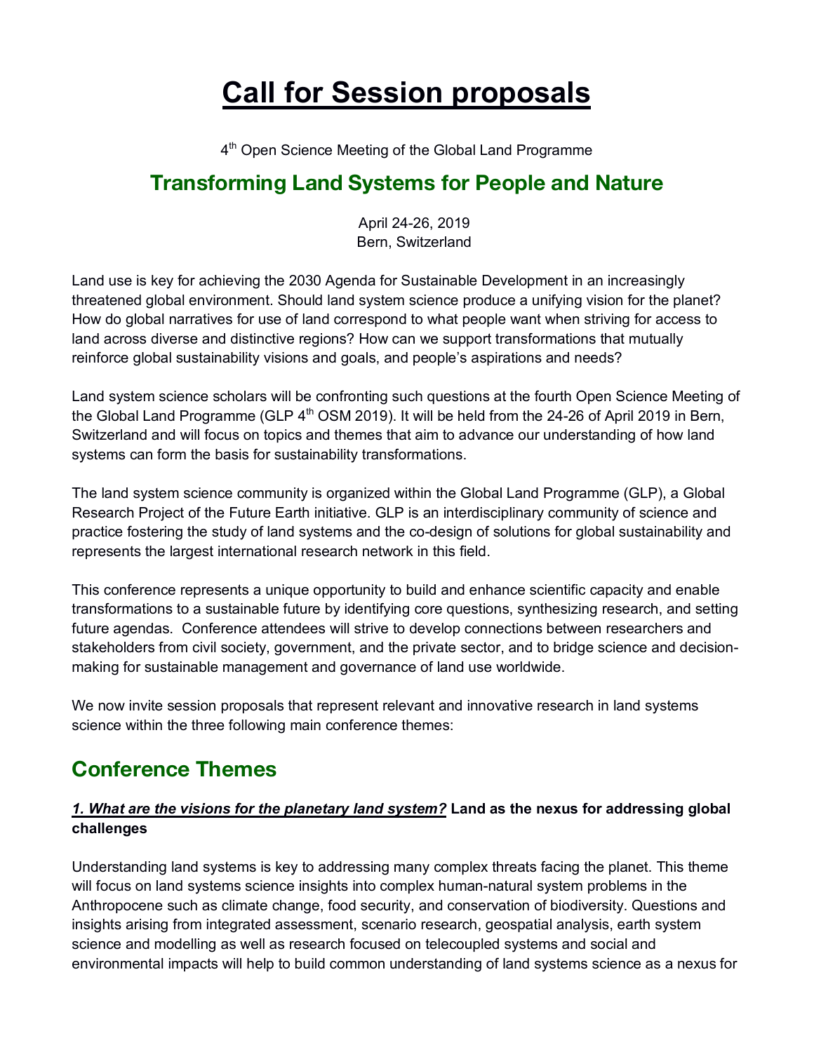# Call for Session proposals

4th Open Science Meeting of the Global Land Programme

## Transforming Land Systems for People and Nature

April 24-26, 2019
Bern, Switzerland

Land use is key for achieving the 2030 Agenda for Sustainable Development in an increasingly threatened global environment. Should land system science produce a unifying vision for the planet? How do global narratives for use of land correspond to what people want when striving for access to land across diverse and distinctive regions? How can we support transformations that mutually reinforce global sustainability visions and goals, and people's aspirations and needs?

Land system science scholars will be confronting such questions at the fourth Open Science Meeting of the Global Land Programme (GLP 4th OSM 2019). It will be held from the 24-26 of April 2019 in Bern, Switzerland and will focus on topics and themes that aim to advance our understanding of how land systems can form the basis for sustainability transformations.

The land system science community is organized within the Global Land Programme (GLP), a Global Research Project of the Future Earth initiative. GLP is an interdisciplinary community of science and practice fostering the study of land systems and the co-design of solutions for global sustainability and represents the largest international research network in this field.

This conference represents a unique opportunity to build and enhance scientific capacity and enable transformations to a sustainable future by identifying core questions, synthesizing research, and setting future agendas. Conference attendees will strive to develop connections between researchers and stakeholders from civil society, government, and the private sector, and to bridge science and decision-making for sustainable management and governance of land use worldwide.

We now invite session proposals that represent relevant and innovative research in land systems science within the three following main conference themes:

## Conference Themes

### ***1. What are the visions for the planetary land system?*** Land as the nexus for addressing global challenges

Understanding land systems is key to addressing many complex threats facing the planet. This theme will focus on land systems science insights into complex human-natural system problems in the Anthropocene such as climate change, food security, and conservation of biodiversity. Questions and insights arising from integrated assessment, scenario research, geospatial analysis, earth system science and modelling as well as research focused on telecoupled systems and social and environmental impacts will help to build common understanding of land systems science as a nexus for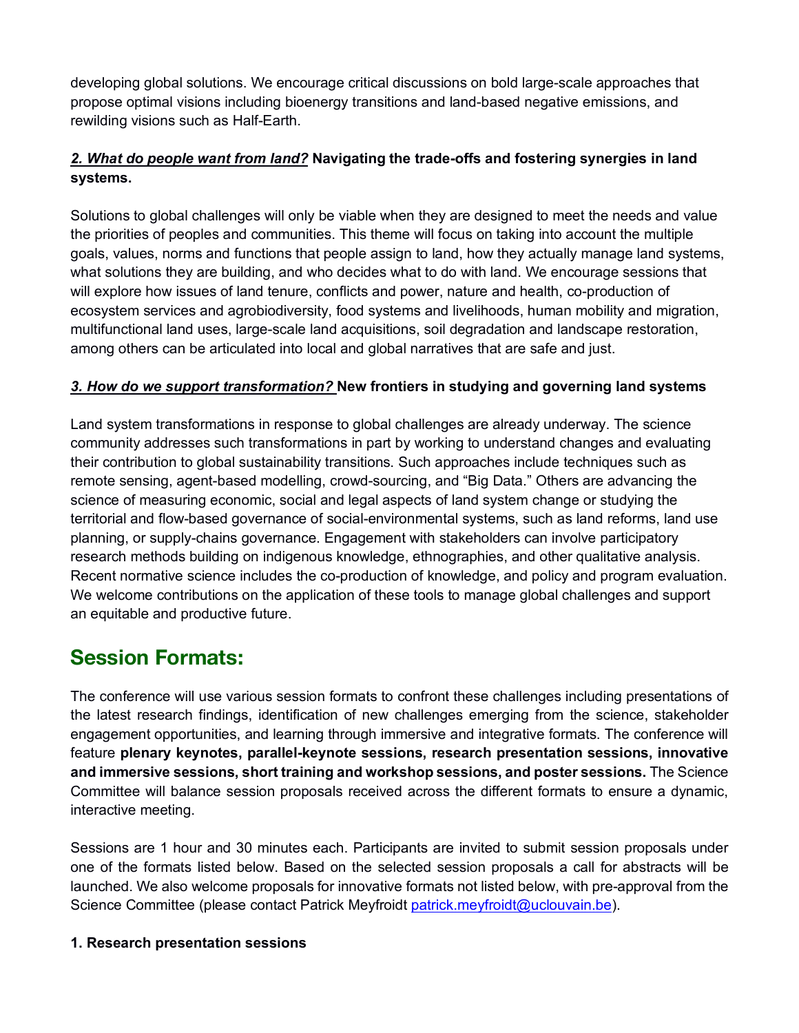developing global solutions. We encourage critical discussions on bold large-scale approaches that propose optimal visions including bioenergy transitions and land-based negative emissions, and rewilding visions such as Half-Earth.

***2. What do people want from land?*** **Navigating the trade-offs and fostering synergies in land systems.**

Solutions to global challenges will only be viable when they are designed to meet the needs and value the priorities of peoples and communities. This theme will focus on taking into account the multiple goals, values, norms and functions that people assign to land, how they actually manage land systems, what solutions they are building, and who decides what to do with land. We encourage sessions that will explore how issues of land tenure, conflicts and power, nature and health, co-production of ecosystem services and agrobiodiversity, food systems and livelihoods, human mobility and migration, multifunctional land uses, large-scale land acquisitions, soil degradation and landscape restoration, among others can be articulated into local and global narratives that are safe and just.

***3. How do we support transformation?*** **New frontiers in studying and governing land systems**

Land system transformations in response to global challenges are already underway. The science community addresses such transformations in part by working to understand changes and evaluating their contribution to global sustainability transitions. Such approaches include techniques such as remote sensing, agent-based modelling, crowd-sourcing, and "Big Data." Others are advancing the science of measuring economic, social and legal aspects of land system change or studying the territorial and flow-based governance of social-environmental systems, such as land reforms, land use planning, or supply-chains governance. Engagement with stakeholders can involve participatory research methods building on indigenous knowledge, ethnographies, and other qualitative analysis. Recent normative science includes the co-production of knowledge, and policy and program evaluation. We welcome contributions on the application of these tools to manage global challenges and support an equitable and productive future.

## Session Formats:

The conference will use various session formats to confront these challenges including presentations of the latest research findings, identification of new challenges emerging from the science, stakeholder engagement opportunities, and learning through immersive and integrative formats. The conference will feature **plenary keynotes, parallel-keynote sessions, research presentation sessions, innovative and immersive sessions, short training and workshop sessions, and poster sessions.** The Science Committee will balance session proposals received across the different formats to ensure a dynamic, interactive meeting.

Sessions are 1 hour and 30 minutes each. Participants are invited to submit session proposals under one of the formats listed below. Based on the selected session proposals a call for abstracts will be launched. We also welcome proposals for innovative formats not listed below, with pre-approval from the Science Committee (please contact Patrick Meyfroidt patrick.meyfroidt@uclouvain.be).

**1. Research presentation sessions**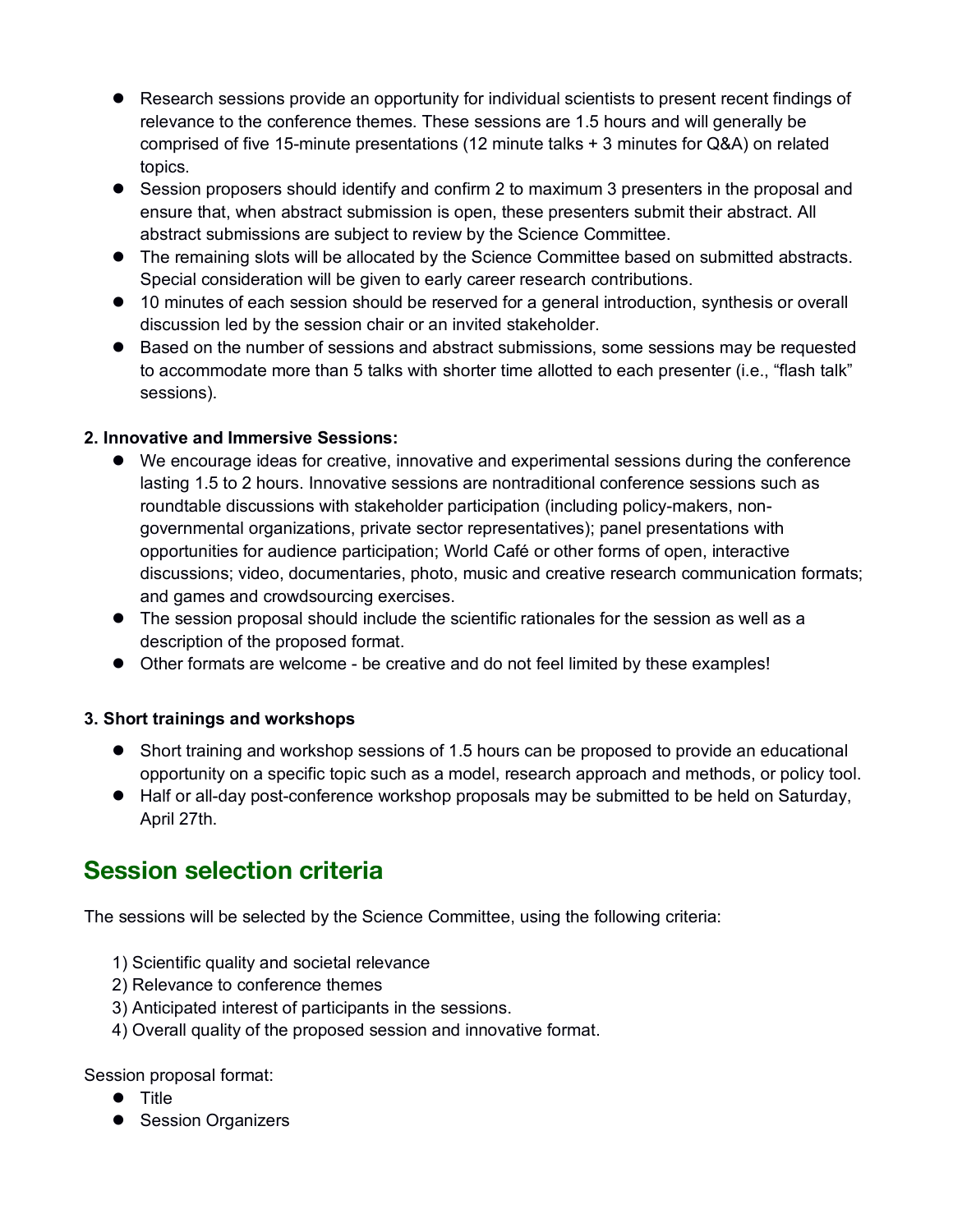- Research sessions provide an opportunity for individual scientists to present recent findings of relevance to the conference themes. These sessions are 1.5 hours and will generally be comprised of five 15-minute presentations (12 minute talks + 3 minutes for Q&A) on related topics.
- Session proposers should identify and confirm 2 to maximum 3 presenters in the proposal and ensure that, when abstract submission is open, these presenters submit their abstract. All abstract submissions are subject to review by the Science Committee.
- The remaining slots will be allocated by the Science Committee based on submitted abstracts. Special consideration will be given to early career research contributions.
- 10 minutes of each session should be reserved for a general introduction, synthesis or overall discussion led by the session chair or an invited stakeholder.
- Based on the number of sessions and abstract submissions, some sessions may be requested to accommodate more than 5 talks with shorter time allotted to each presenter (i.e., "flash talk" sessions).

**2. Innovative and Immersive Sessions:**

- We encourage ideas for creative, innovative and experimental sessions during the conference lasting 1.5 to 2 hours. Innovative sessions are nontraditional conference sessions such as roundtable discussions with stakeholder participation (including policy-makers, non-governmental organizations, private sector representatives); panel presentations with opportunities for audience participation; World Café or other forms of open, interactive discussions; video, documentaries, photo, music and creative research communication formats; and games and crowdsourcing exercises.
- The session proposal should include the scientific rationales for the session as well as a description of the proposed format.
- Other formats are welcome - be creative and do not feel limited by these examples!

**3. Short trainings and workshops**

- Short training and workshop sessions of 1.5 hours can be proposed to provide an educational opportunity on a specific topic such as a model, research approach and methods, or policy tool.
- Half or all-day post-conference workshop proposals may be submitted to be held on Saturday, April 27th.

## Session selection criteria

The sessions will be selected by the Science Committee, using the following criteria:

1) Scientific quality and societal relevance
2) Relevance to conference themes
3) Anticipated interest of participants in the sessions.
4) Overall quality of the proposed session and innovative format.

Session proposal format:

- Title
- Session Organizers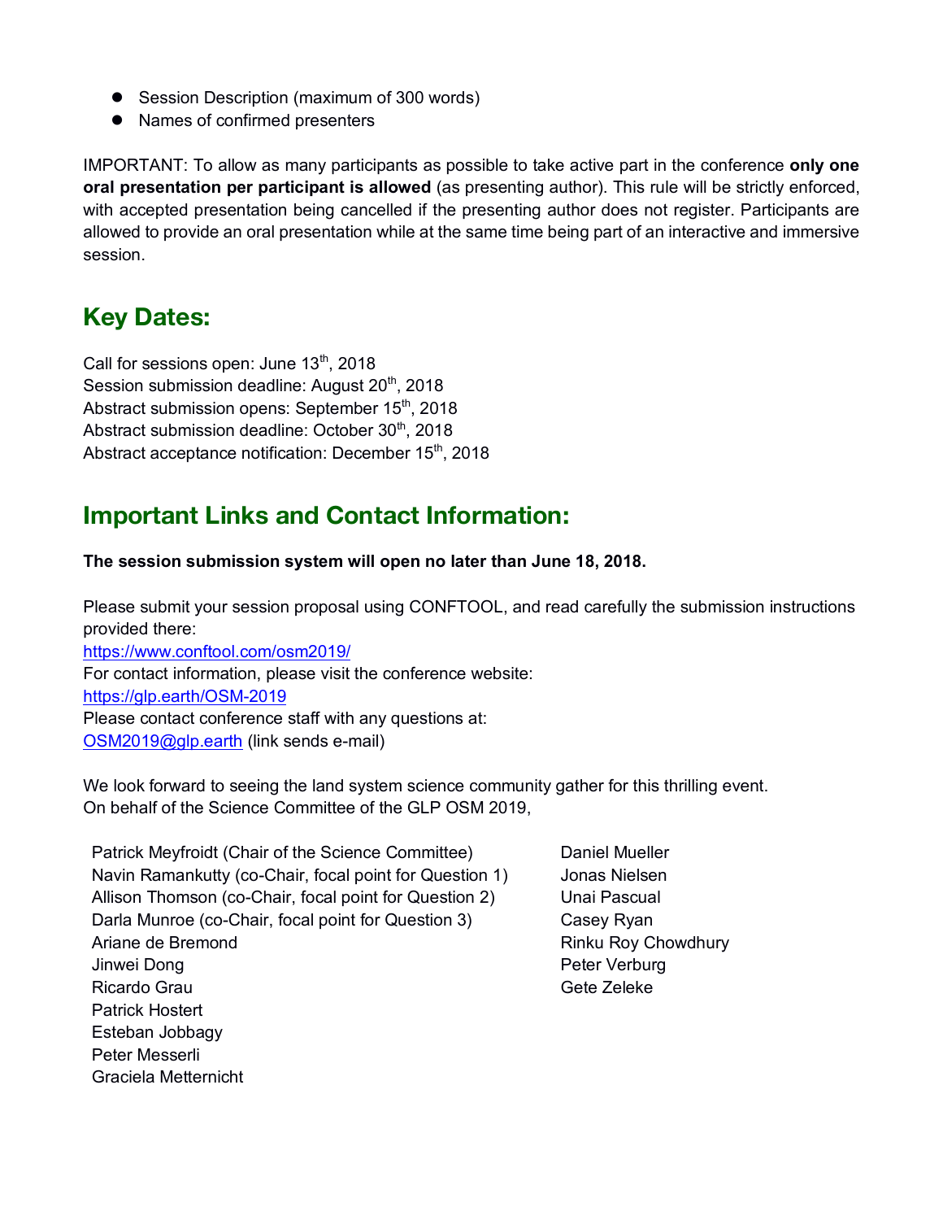- Session Description (maximum of 300 words)
- Names of confirmed presenters

IMPORTANT: To allow as many participants as possible to take active part in the conference **only one oral presentation per participant is allowed** (as presenting author). This rule will be strictly enforced, with accepted presentation being cancelled if the presenting author does not register. Participants are allowed to provide an oral presentation while at the same time being part of an interactive and immersive session.

## Key Dates:

Call for sessions open: June 13th, 2018
Session submission deadline: August 20th, 2018
Abstract submission opens: September 15th, 2018
Abstract submission deadline: October 30th, 2018
Abstract acceptance notification: December 15th, 2018

## Important Links and Contact Information:

**The session submission system will open no later than June 18, 2018.**

Please submit your session proposal using CONFTOOL, and read carefully the submission instructions provided there:
https://www.conftool.com/osm2019/
For contact information, please visit the conference website:
https://glp.earth/OSM-2019
Please contact conference staff with any questions at:
OSM2019@glp.earth (link sends e-mail)

We look forward to seeing the land system science community gather for this thrilling event.
On behalf of the Science Committee of the GLP OSM 2019,

Patrick Meyfroidt (Chair of the Science Committee)
Navin Ramankutty (co-Chair, focal point for Question 1)
Allison Thomson (co-Chair, focal point for Question 2)
Darla Munroe (co-Chair, focal point for Question 3)
Ariane de Bremond
Jinwei Dong
Ricardo Grau
Patrick Hostert
Esteban Jobbagy
Peter Messerli
Graciela Metternicht
Daniel Mueller
Jonas Nielsen
Unai Pascual
Casey Ryan
Rinku Roy Chowdhury
Peter Verburg
Gete Zeleke